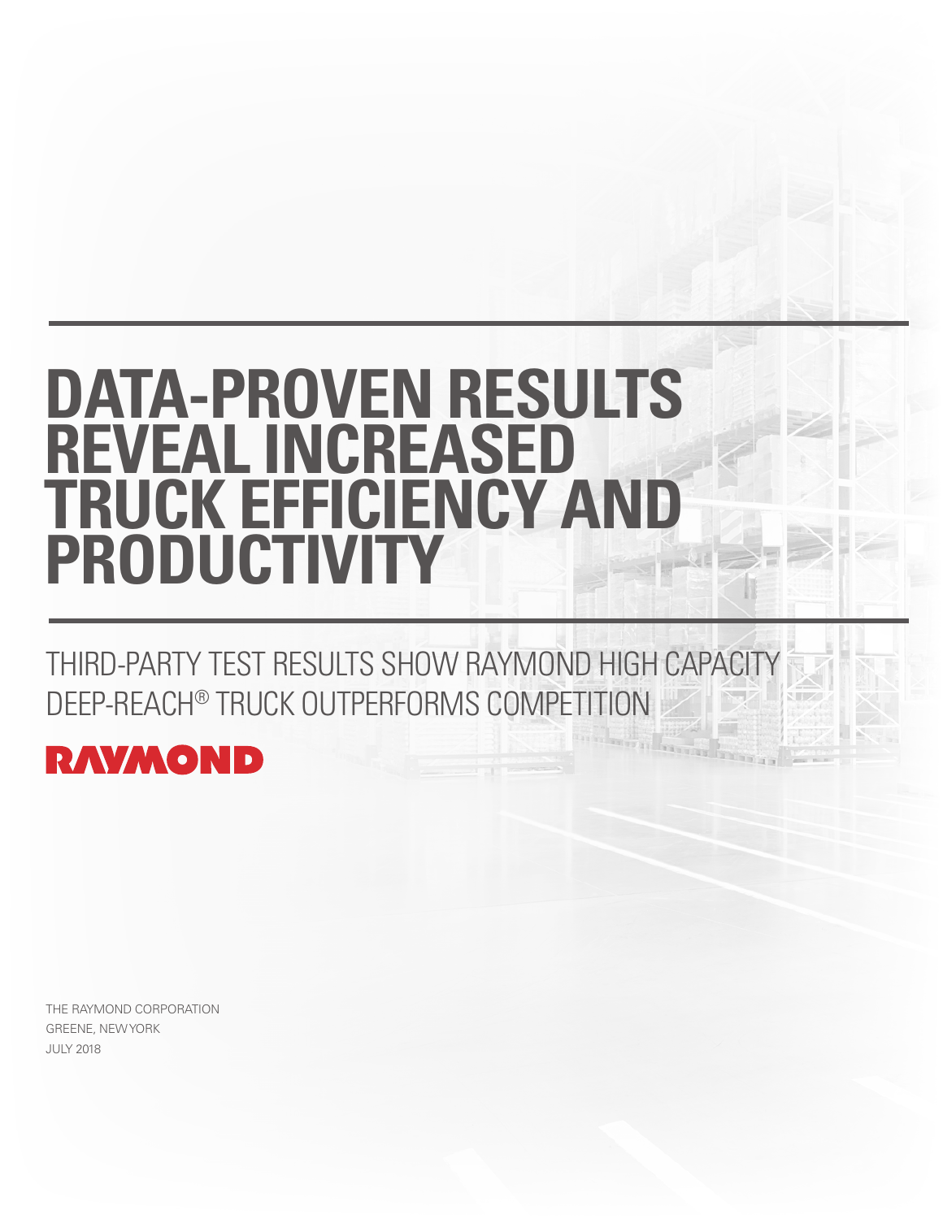# DATA-PROVEN RESULTS REVEAL INCREASED TRUCK EFFICIENCY AND PRODUCTIVITY

## THIRD-PARTY TEST RESULTS SHOW RAYMOND HIGH CAPACITY DEEP-REACH® TRUCK OUTPERFORMS COMPETITION

RAYMOND

THE RAYMOND CORPORATION
GREENE, NEW YORK
JULY 2018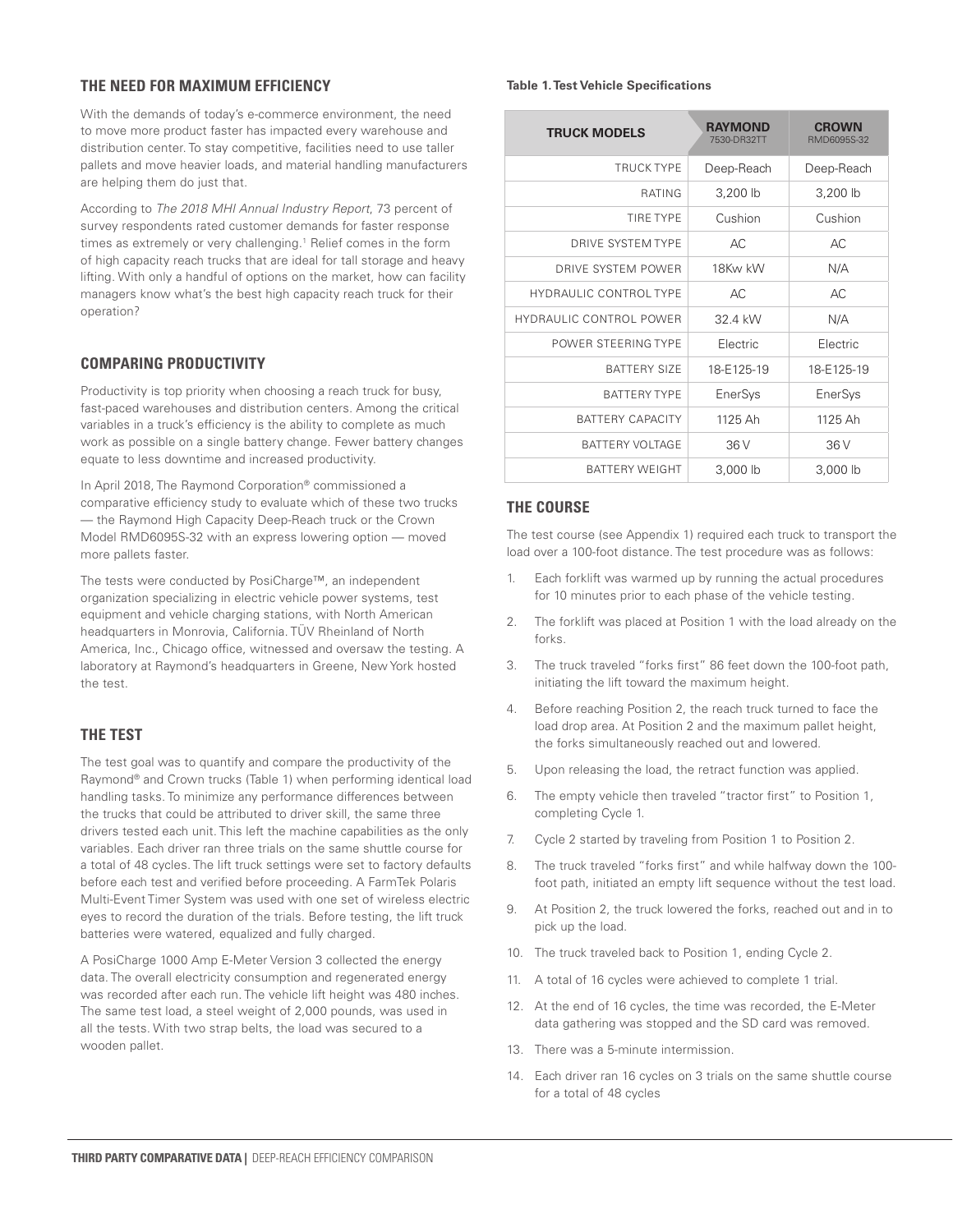## THE NEED FOR MAXIMUM EFFICIENCY

With the demands of today's e-commerce environment, the need to move more product faster has impacted every warehouse and distribution center. To stay competitive, facilities need to use taller pallets and move heavier loads, and material handling manufacturers are helping them do just that.

According to *The 2018 MHI Annual Industry Report*, 73 percent of survey respondents rated customer demands for faster response times as extremely or very challenging.[1] Relief comes in the form of high capacity reach trucks that are ideal for tall storage and heavy lifting. With only a handful of options on the market, how can facility managers know what's the best high capacity reach truck for their operation?

## COMPARING PRODUCTIVITY

Productivity is top priority when choosing a reach truck for busy, fast-paced warehouses and distribution centers. Among the critical variables in a truck's efficiency is the ability to complete as much work as possible on a single battery change. Fewer battery changes equate to less downtime and increased productivity.

In April 2018, The Raymond Corporation® commissioned a comparative efficiency study to evaluate which of these two trucks — the Raymond High Capacity Deep-Reach truck or the Crown Model RMD6095S-32 with an express lowering option — moved more pallets faster.

The tests were conducted by PosiCharge™, an independent organization specializing in electric vehicle power systems, test equipment and vehicle charging stations, with North American headquarters in Monrovia, California. TÜV Rheinland of North America, Inc., Chicago office, witnessed and oversaw the testing. A laboratory at Raymond's headquarters in Greene, New York hosted the test.

## THE TEST

The test goal was to quantify and compare the productivity of the Raymond® and Crown trucks (Table 1) when performing identical load handling tasks. To minimize any performance differences between the trucks that could be attributed to driver skill, the same three drivers tested each unit. This left the machine capabilities as the only variables. Each driver ran three trials on the same shuttle course for a total of 48 cycles. The lift truck settings were set to factory defaults before each test and verified before proceeding. A FarmTek Polaris Multi-Event Timer System was used with one set of wireless electric eyes to record the duration of the trials. Before testing, the lift truck batteries were watered, equalized and fully charged.

A PosiCharge 1000 Amp E-Meter Version 3 collected the energy data. The overall electricity consumption and regenerated energy was recorded after each run. The vehicle lift height was 480 inches. The same test load, a steel weight of 2,000 pounds, was used in all the tests. With two strap belts, the load was secured to a wooden pallet.

**Table 1. Test Vehicle Specifications**

| TRUCK MODELS | RAYMOND 7530-DR32TT | CROWN RMD6095S-32 |
|---|---|---|
| TRUCK TYPE | Deep-Reach | Deep-Reach |
| RATING | 3,200 lb | 3,200 lb |
| TIRE TYPE | Cushion | Cushion |
| DRIVE SYSTEM TYPE | AC | AC |
| DRIVE SYSTEM POWER | 18Kw kW | N/A |
| HYDRAULIC CONTROL TYPE | AC | AC |
| HYDRAULIC CONTROL POWER | 32.4 kW | N/A |
| POWER STEERING TYPE | Electric | Electric |
| BATTERY SIZE | 18-E125-19 | 18-E125-19 |
| BATTERY TYPE | EnerSys | EnerSys |
| BATTERY CAPACITY | 1125 Ah | 1125 Ah |
| BATTERY VOLTAGE | 36 V | 36 V |
| BATTERY WEIGHT | 3,000 lb | 3,000 lb |

## THE COURSE

The test course (see Appendix 1) required each truck to transport the load over a 100-foot distance. The test procedure was as follows:

1. Each forklift was warmed up by running the actual procedures for 10 minutes prior to each phase of the vehicle testing.
2. The forklift was placed at Position 1 with the load already on the forks.
3. The truck traveled "forks first" 86 feet down the 100-foot path, initiating the lift toward the maximum height.
4. Before reaching Position 2, the reach truck turned to face the load drop area. At Position 2 and the maximum pallet height, the forks simultaneously reached out and lowered.
5. Upon releasing the load, the retract function was applied.
6. The empty vehicle then traveled "tractor first" to Position 1, completing Cycle 1.
7. Cycle 2 started by traveling from Position 1 to Position 2.
8. The truck traveled "forks first" and while halfway down the 100-foot path, initiated an empty lift sequence without the test load.
9. At Position 2, the truck lowered the forks, reached out and in to pick up the load.
10. The truck traveled back to Position 1, ending Cycle 2.
11. A total of 16 cycles were achieved to complete 1 trial.
12. At the end of 16 cycles, the time was recorded, the E-Meter data gathering was stopped and the SD card was removed.
13. There was a 5-minute intermission.
14. Each driver ran 16 cycles on 3 trials on the same shuttle course for a total of 48 cycles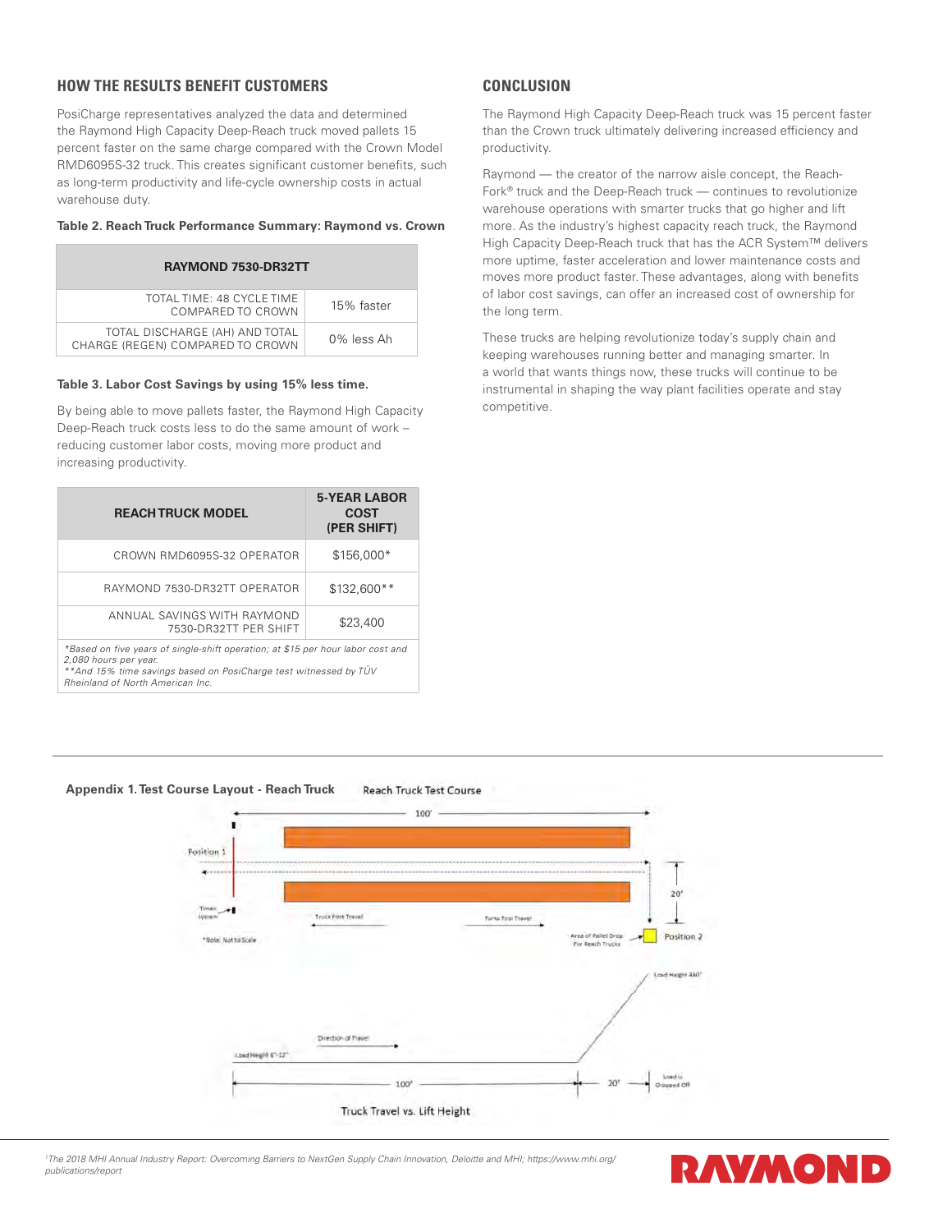## HOW THE RESULTS BENEFIT CUSTOMERS

PosiCharge representatives analyzed the data and determined the Raymond High Capacity Deep-Reach truck moved pallets 15 percent faster on the same charge compared with the Crown Model RMD6095S-32 truck. This creates significant customer benefits, such as long-term productivity and life-cycle ownership costs in actual warehouse duty.

**Table 2. Reach Truck Performance Summary: Raymond vs. Crown**

| RAYMOND 7530-DR32TT | |
|---|---|
| TOTAL TIME: 48 CYCLE TIME COMPARED TO CROWN | 15% faster |
| TOTAL DISCHARGE (AH) AND TOTAL CHARGE (REGEN) COMPARED TO CROWN | 0% less Ah |

**Table 3. Labor Cost Savings by using 15% less time.**

By being able to move pallets faster, the Raymond High Capacity Deep-Reach truck costs less to do the same amount of work – reducing customer labor costs, moving more product and increasing productivity.

| REACH TRUCK MODEL | 5-YEAR LABOR COST (PER SHIFT) |
|---|---|
| CROWN RMD6095S-32 OPERATOR | $156,000* |
| RAYMOND 7530-DR32TT OPERATOR | $132,600** |
| ANNUAL SAVINGS WITH RAYMOND 7530-DR32TT PER SHIFT | $23,400 |

*\*Based on five years of single-shift operation; at $15 per hour labor cost and 2,080 hours per year.*
*\*\*And 15% time savings based on PosiCharge test witnessed by TÜV Rheinland of North American Inc.*

## CONCLUSION

The Raymond High Capacity Deep-Reach truck was 15 percent faster than the Crown truck ultimately delivering increased efficiency and productivity.

Raymond — the creator of the narrow aisle concept, the Reach-Fork® truck and the Deep-Reach truck — continues to revolutionize warehouse operations with smarter trucks that go higher and lift more. As the industry's highest capacity reach truck, the Raymond High Capacity Deep-Reach truck that has the ACR System™ delivers more uptime, faster acceleration and lower maintenance costs and moves more product faster. These advantages, along with benefits of labor cost savings, can offer an increased cost of ownership for the long term.

These trucks are helping revolutionize today's supply chain and keeping warehouses running better and managing smarter. In a world that wants things now, these trucks will continue to be instrumental in shaping the way plant facilities operate and stay competitive.

**Appendix 1. Test Course Layout - Reach Truck**

Reach Truck Test Course

100'

Position 1

20'

Timer System

Truck First Travel

Forks First Travel

Area of Pallet Drop For Reach Trucks

Position 2

*Note: Not to Scale

Load Height 480"

Direction of Travel

Load Height 6"-12"

100'

20'

Load is Dropped Off

Truck Travel vs. Lift Height

[1]*The 2018 MHI Annual Industry Report: Overcoming Barriers to NextGen Supply Chain Innovation, Deloitte and MHI; https://www.mhi.org/publications/report*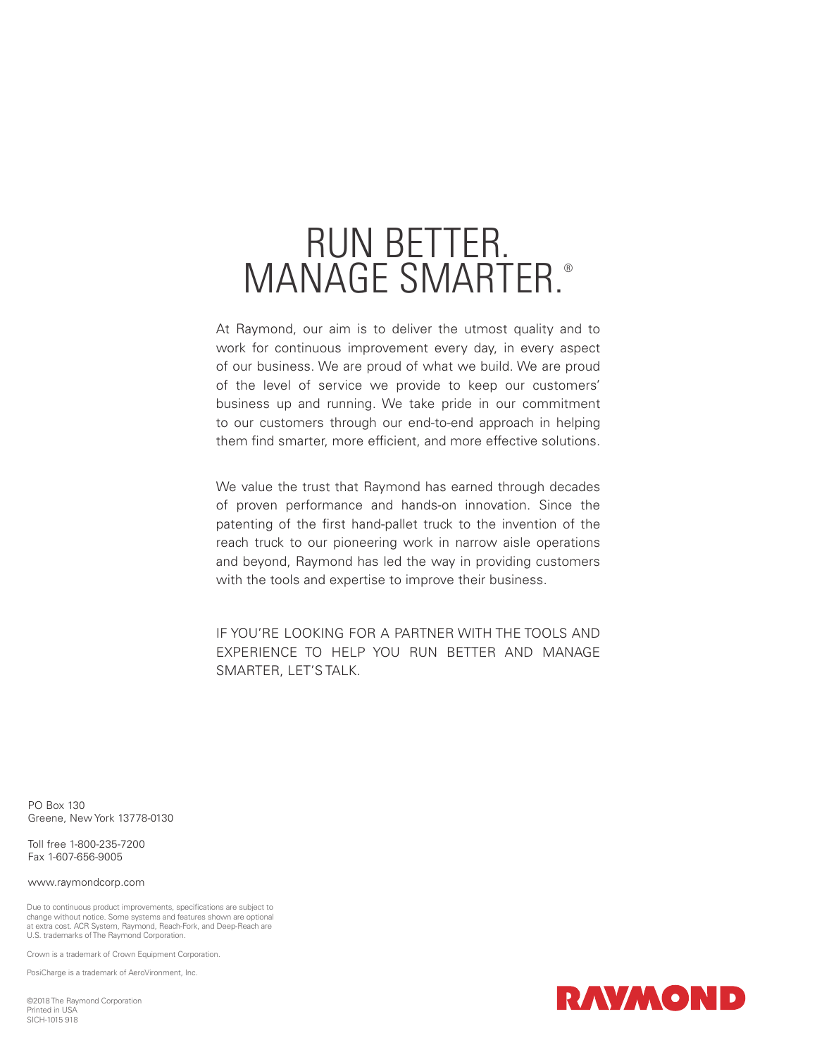# RUN BETTER.
# MANAGE SMARTER.®

At Raymond, our aim is to deliver the utmost quality and to work for continuous improvement every day, in every aspect of our business. We are proud of what we build. We are proud of the level of service we provide to keep our customers' business up and running. We take pride in our commitment to our customers through our end-to-end approach in helping them find smarter, more efficient, and more effective solutions.

We value the trust that Raymond has earned through decades of proven performance and hands-on innovation. Since the patenting of the first hand-pallet truck to the invention of the reach truck to our pioneering work in narrow aisle operations and beyond, Raymond has led the way in providing customers with the tools and expertise to improve their business.

IF YOU'RE LOOKING FOR A PARTNER WITH THE TOOLS AND EXPERIENCE TO HELP YOU RUN BETTER AND MANAGE SMARTER, LET'S TALK.

PO Box 130
Greene, New York 13778-0130

Toll free 1-800-235-7200
Fax 1-607-656-9005

www.raymondcorp.com

Due to continuous product improvements, specifications are subject to change without notice. Some systems and features shown are optional at extra cost. ACR System, Raymond, Reach-Fork, and Deep-Reach are U.S. trademarks of The Raymond Corporation.

Crown is a trademark of Crown Equipment Corporation.

PosiCharge is a trademark of AeroVironment, Inc.

©2018 The Raymond Corporation
Printed in USA
SICH-1015 918

RAYMOND